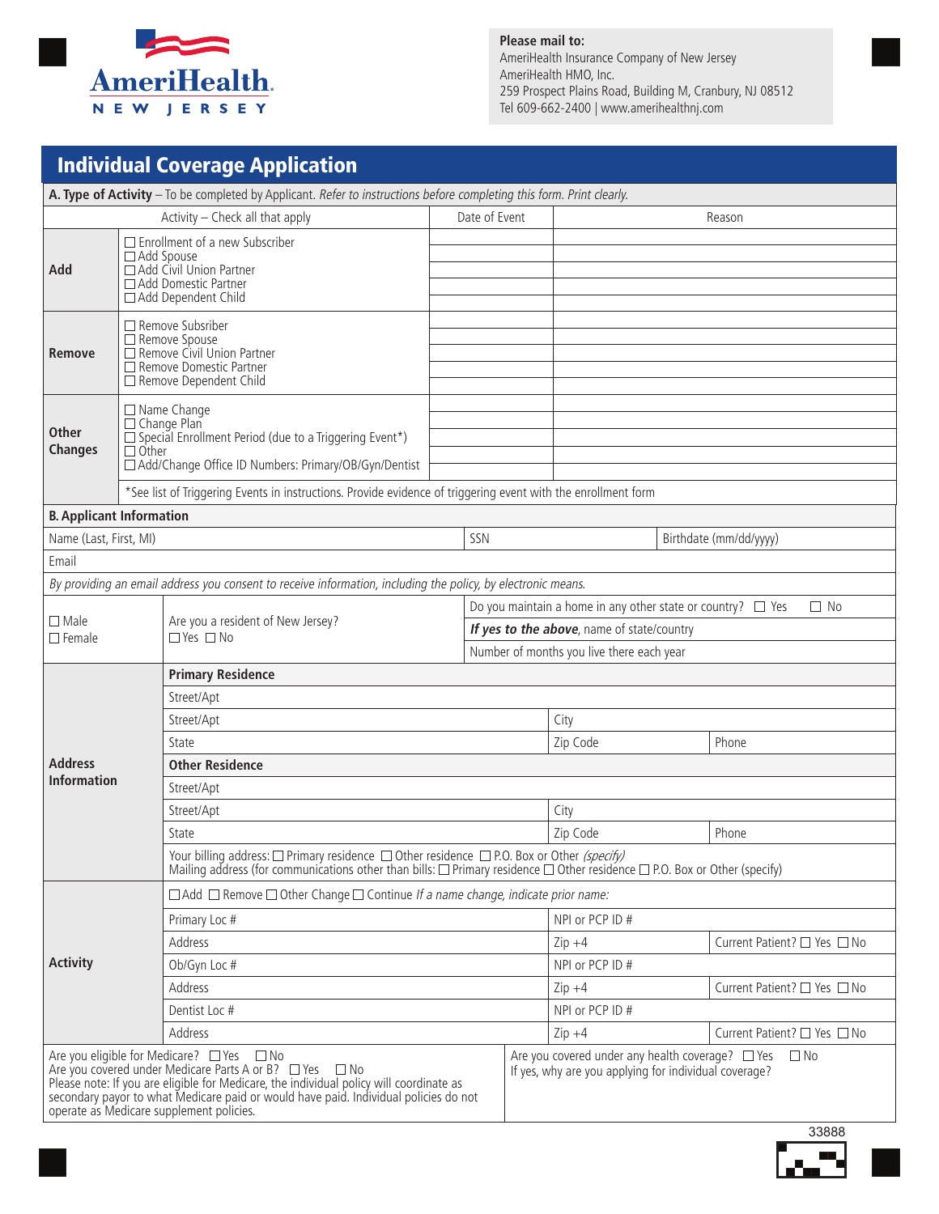AmeriHealth NEW JERSEY

**Please mail to:**
AmeriHealth Insurance Company of New Jersey
AmeriHealth HMO, Inc.
259 Prospect Plains Road, Building M, Cranbury, NJ 08512
Tel 609-662-2400 | www.amerihealthnj.com

# Individual Coverage Application

**A. Type of Activity** – To be completed by Applicant. *Refer to instructions before completing this form. Print clearly.*

| | Activity – Check all that apply | Date of Event | Reason |
|---|---|---|---|
| **Add** | ☐ Enrollment of a new Subscriber<br>☐ Add Spouse<br>☐ Add Civil Union Partner<br>☐ Add Domestic Partner<br>☐ Add Dependent Child | | |
| **Remove** | ☐ Remove Subsriber<br>☐ Remove Spouse<br>☐ Remove Civil Union Partner<br>☐ Remove Domestic Partner<br>☐ Remove Dependent Child | | |
| **Other Changes** | ☐ Name Change<br>☐ Change Plan<br>☐ Special Enrollment Period (due to a Triggering Event*)<br>☐ Other<br>☐ Add/Change Office ID Numbers: Primary/OB/Gyn/Dentist | | |
| | *See list of Triggering Events in instructions. Provide evidence of triggering event with the enrollment form | | |

**B. Applicant Information**

| Name (Last, First, MI) | SSN | Birthdate (mm/dd/yyyy) |
|---|---|---|
| Email | | |

*By providing an email address you consent to receive information, including the policy, by electronic means.*

| | | |
|---|---|---|
| ☐ Male<br>☐ Female | Are you a resident of New Jersey?<br>☐ Yes ☐ No | Do you maintain a home in any other state or country? ☐ Yes ☐ No<br>***If yes to the above***, name of state/country<br>Number of months you live there each year |

**Address Information**

| | | | |
|---|---|---|---|
| **Primary Residence** | | | |
| Street/Apt | | | |
| Street/Apt | City | | |
| State | Zip Code | Phone | |
| **Other Residence** | | | |
| Street/Apt | | | |
| Street/Apt | City | | |
| State | Zip Code | Phone | |

Your billing address: ☐ Primary residence ☐ Other residence ☐ P.O. Box or Other *(specify)*
Mailing address (for communications other than bills: ☐ Primary residence ☐ Other residence ☐ P.O. Box or Other (specify)

**Activity**

☐ Add ☐ Remove ☐ Other Change ☐ Continue *If a name change, indicate prior name:*

| | | |
|---|---|---|
| Primary Loc # | NPI or PCP ID # | |
| Address | Zip +4 | Current Patient? ☐ Yes ☐ No |
| Ob/Gyn Loc # | NPI or PCP ID # | |
| Address | Zip +4 | Current Patient? ☐ Yes ☐ No |
| Dentist Loc # | NPI or PCP ID # | |
| Address | Zip +4 | Current Patient? ☐ Yes ☐ No |

| | |
|---|---|
| Are you eligible for Medicare? ☐ Yes ☐ No<br>Are you covered under Medicare Parts A or B? ☐ Yes ☐ No<br>Please note: If you are eligible for Medicare, the individual policy will coordinate as secondary payor to what Medicare paid or would have paid. Individual policies do not operate as Medicare supplement policies. | Are you covered under any health coverage? ☐ Yes ☐ No<br>If yes, why are you applying for individual coverage? |

33888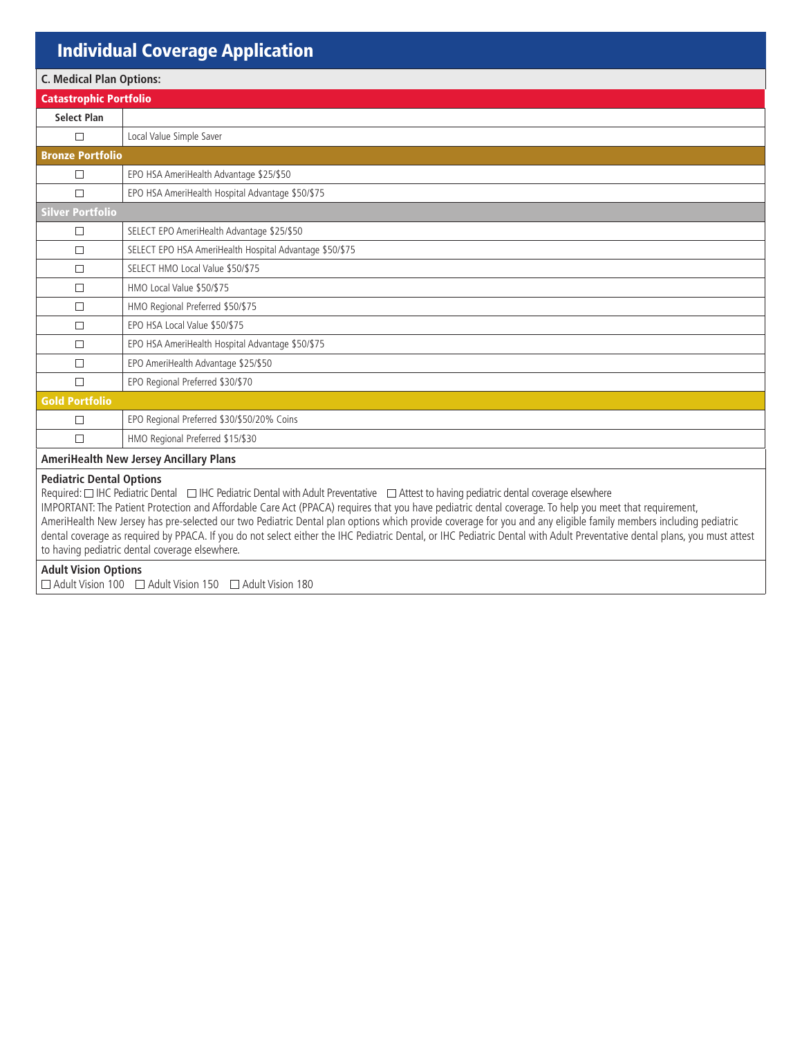# Individual Coverage Application

**C. Medical Plan Options:**

| Select Plan | |
|---|---|
| **Catastrophic Portfolio** | |
| ☐ | Local Value Simple Saver |
| **Bronze Portfolio** | |
| ☐ | EPO HSA AmeriHealth Advantage $25/$50 |
| ☐ | EPO HSA AmeriHealth Hospital Advantage $50/$75 |
| **Silver Portfolio** | |
| ☐ | SELECT EPO AmeriHealth Advantage $25/$50 |
| ☐ | SELECT EPO HSA AmeriHealth Hospital Advantage $50/$75 |
| ☐ | SELECT HMO Local Value $50/$75 |
| ☐ | HMO Local Value $50/$75 |
| ☐ | HMO Regional Preferred $50/$75 |
| ☐ | EPO HSA Local Value $50/$75 |
| ☐ | EPO HSA AmeriHealth Hospital Advantage $50/$75 |
| ☐ | EPO AmeriHealth Advantage $25/$50 |
| ☐ | EPO Regional Preferred $30/$70 |
| **Gold Portfolio** | |
| ☐ | EPO Regional Preferred $30/$50/20% Coins |
| ☐ | HMO Regional Preferred $15/$30 |

**AmeriHealth New Jersey Ancillary Plans**

**Pediatric Dental Options**

Required: ☐ IHC Pediatric Dental ☐ IHC Pediatric Dental with Adult Preventative ☐ Attest to having pediatric dental coverage elsewhere

IMPORTANT: The Patient Protection and Affordable Care Act (PPACA) requires that you have pediatric dental coverage. To help you meet that requirement, AmeriHealth New Jersey has pre-selected our two Pediatric Dental plan options which provide coverage for you and any eligible family members including pediatric dental coverage as required by PPACA. If you do not select either the IHC Pediatric Dental, or IHC Pediatric Dental with Adult Preventative dental plans, you must attest to having pediatric dental coverage elsewhere.

**Adult Vision Options**

☐ Adult Vision 100 ☐ Adult Vision 150 ☐ Adult Vision 180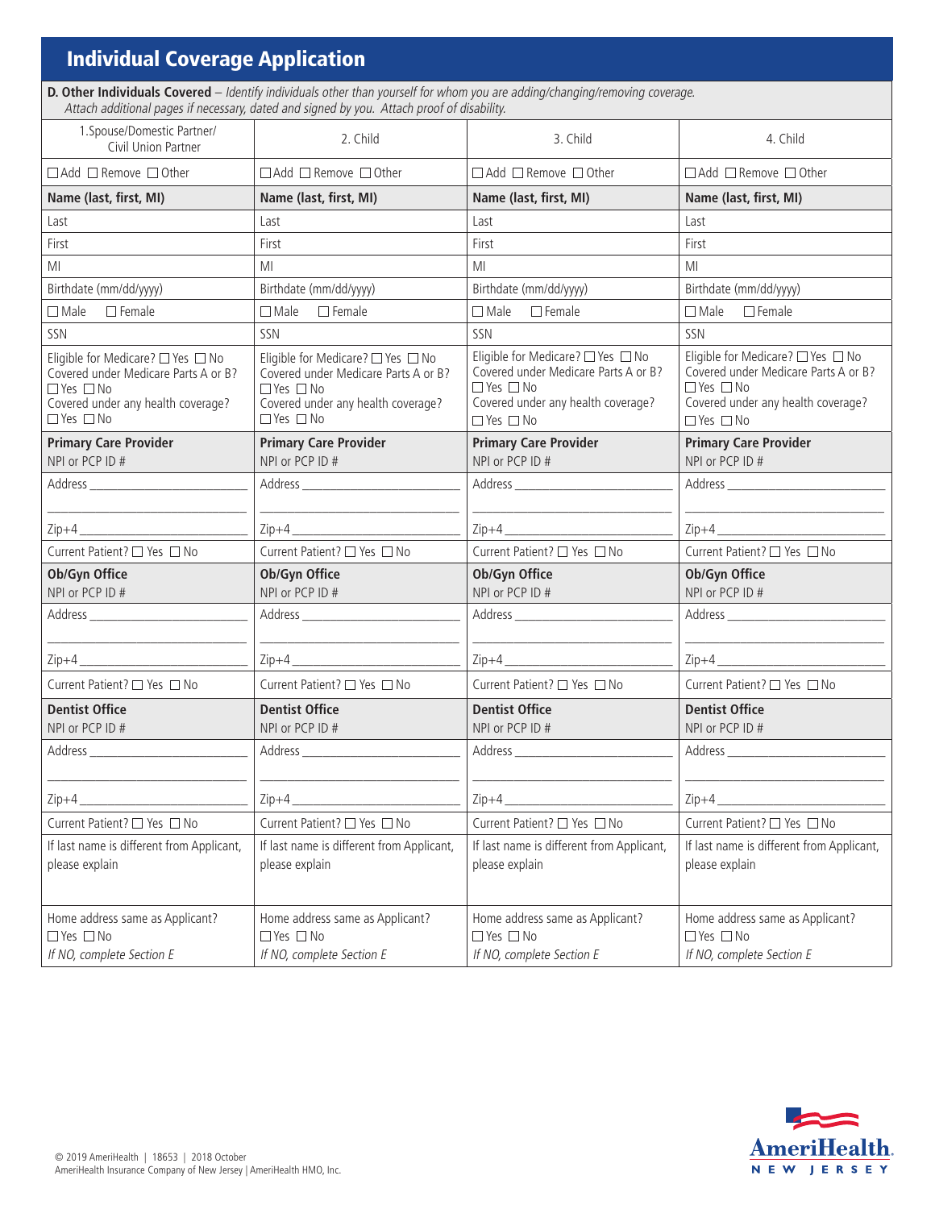# Individual Coverage Application

**D. Other Individuals Covered** – *Identify individuals other than yourself for whom you are adding/changing/removing coverage. Attach additional pages if necessary, dated and signed by you. Attach proof of disability.*

| 1.Spouse/Domestic Partner/ Civil Union Partner | 2. Child | 3. Child | 4. Child |
|---|---|---|---|
| ☐ Add ☐ Remove ☐ Other | ☐ Add ☐ Remove ☐ Other | ☐ Add ☐ Remove ☐ Other | ☐ Add ☐ Remove ☐ Other |
| **Name (last, first, MI)** | **Name (last, first, MI)** | **Name (last, first, MI)** | **Name (last, first, MI)** |
| Last | Last | Last | Last |
| First | First | First | First |
| MI | MI | MI | MI |
| Birthdate (mm/dd/yyyy) | Birthdate (mm/dd/yyyy) | Birthdate (mm/dd/yyyy) | Birthdate (mm/dd/yyyy) |
| ☐ Male ☐ Female | ☐ Male ☐ Female | ☐ Male ☐ Female | ☐ Male ☐ Female |
| SSN | SSN | SSN | SSN |
| Eligible for Medicare? ☐ Yes ☐ No<br>Covered under Medicare Parts A or B? ☐ Yes ☐ No<br>Covered under any health coverage? ☐ Yes ☐ No | Eligible for Medicare? ☐ Yes ☐ No<br>Covered under Medicare Parts A or B? ☐ Yes ☐ No<br>Covered under any health coverage? ☐ Yes ☐ No | Eligible for Medicare? ☐ Yes ☐ No<br>Covered under Medicare Parts A or B? ☐ Yes ☐ No<br>Covered under any health coverage? ☐ Yes ☐ No | Eligible for Medicare? ☐ Yes ☐ No<br>Covered under Medicare Parts A or B? ☐ Yes ☐ No<br>Covered under any health coverage? ☐ Yes ☐ No |
| **Primary Care Provider**<br>NPI or PCP ID # | **Primary Care Provider**<br>NPI or PCP ID # | **Primary Care Provider**<br>NPI or PCP ID # | **Primary Care Provider**<br>NPI or PCP ID # |
| Address ____________<br>____________<br>Zip+4 ____________ | Address ____________<br>____________<br>Zip+4 ____________ | Address ____________<br>____________<br>Zip+4 ____________ | Address ____________<br>____________<br>Zip+4 ____________ |
| Current Patient? ☐ Yes ☐ No | Current Patient? ☐ Yes ☐ No | Current Patient? ☐ Yes ☐ No | Current Patient? ☐ Yes ☐ No |
| **Ob/Gyn Office**<br>NPI or PCP ID # | **Ob/Gyn Office**<br>NPI or PCP ID # | **Ob/Gyn Office**<br>NPI or PCP ID # | **Ob/Gyn Office**<br>NPI or PCP ID # |
| Address ____________<br>____________<br>Zip+4 ____________ | Address ____________<br>____________<br>Zip+4 ____________ | Address ____________<br>____________<br>Zip+4 ____________ | Address ____________<br>____________<br>Zip+4 ____________ |
| Current Patient? ☐ Yes ☐ No | Current Patient? ☐ Yes ☐ No | Current Patient? ☐ Yes ☐ No | Current Patient? ☐ Yes ☐ No |
| **Dentist Office**<br>NPI or PCP ID # | **Dentist Office**<br>NPI or PCP ID # | **Dentist Office**<br>NPI or PCP ID # | **Dentist Office**<br>NPI or PCP ID # |
| Address ____________<br>____________<br>Zip+4 ____________ | Address ____________<br>____________<br>Zip+4 ____________ | Address ____________<br>____________<br>Zip+4 ____________ | Address ____________<br>____________<br>Zip+4 ____________ |
| Current Patient? ☐ Yes ☐ No | Current Patient? ☐ Yes ☐ No | Current Patient? ☐ Yes ☐ No | Current Patient? ☐ Yes ☐ No |
| If last name is different from Applicant, please explain | If last name is different from Applicant, please explain | If last name is different from Applicant, please explain | If last name is different from Applicant, please explain |
| Home address same as Applicant?<br>☐ Yes ☐ No<br>*If NO, complete Section E* | Home address same as Applicant?<br>☐ Yes ☐ No<br>*If NO, complete Section E* | Home address same as Applicant?<br>☐ Yes ☐ No<br>*If NO, complete Section E* | Home address same as Applicant?<br>☐ Yes ☐ No<br>*If NO, complete Section E* |

© 2019 AmeriHealth | 18653 | 2018 October
AmeriHealth Insurance Company of New Jersey | AmeriHealth HMO, Inc.

AmeriHealth NEW JERSEY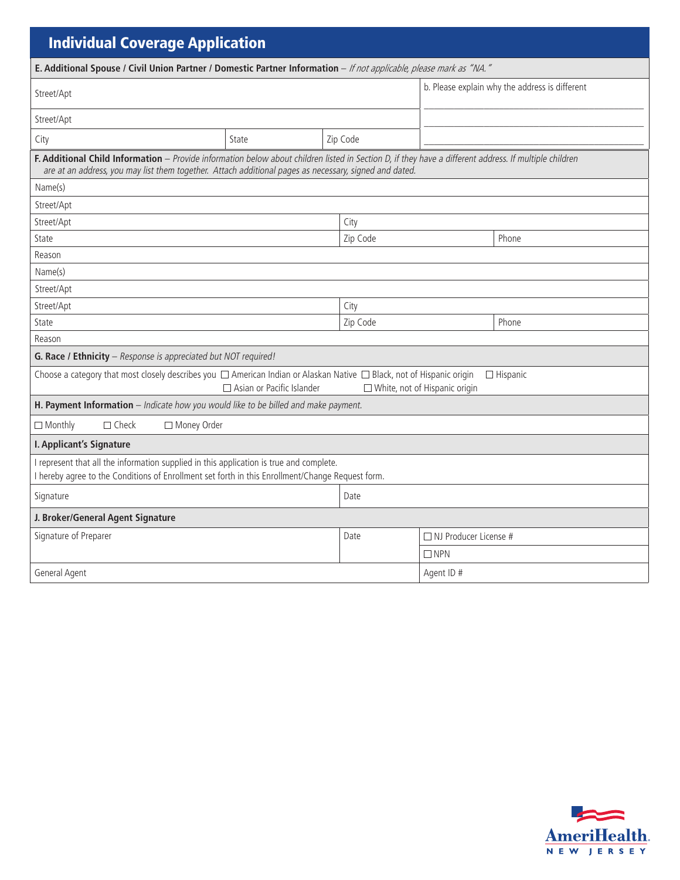## Individual Coverage Application

**E. Additional Spouse / Civil Union Partner / Domestic Partner Information** – *If not applicable, please mark as "NA."*

| Street/Apt | | | b. Please explain why the address is different |
|---|---|---|---|
| Street/Apt | | | ___ |
| City | State | Zip Code | ___ |

**F. Additional Child Information** – *Provide information below about children listed in Section D, if they have a different address. If multiple children are at an address, you may list them together. Attach additional pages as necessary, signed and dated.*

| Name(s) | | |
|---|---|---|
| Street/Apt | | |
| Street/Apt | City | |
| State | Zip Code | Phone |
| Reason | | |
| Name(s) | | |
| Street/Apt | | |
| Street/Apt | City | |
| State | Zip Code | Phone |
| Reason | | |

**G. Race / Ethnicity** – *Response is appreciated but NOT required!*

Choose a category that most closely describes you ☐ American Indian or Alaskan Native ☐ Black, not of Hispanic origin ☐ Hispanic ☐ Asian or Pacific Islander ☐ White, not of Hispanic origin

**H. Payment Information** – *Indicate how you would like to be billed and make payment.*

☐ Monthly ☐ Check ☐ Money Order

**I. Applicant's Signature**

I represent that all the information supplied in this application is true and complete.
I hereby agree to the Conditions of Enrollment set forth in this Enrollment/Change Request form.

| Signature | Date |
|---|---|

**J. Broker/General Agent Signature**

| Signature of Preparer | Date | ☐ NJ Producer License # |
|---|---|---|
| | | ☐ NPN |
| General Agent | | Agent ID # |

AmeriHealth NEW JERSEY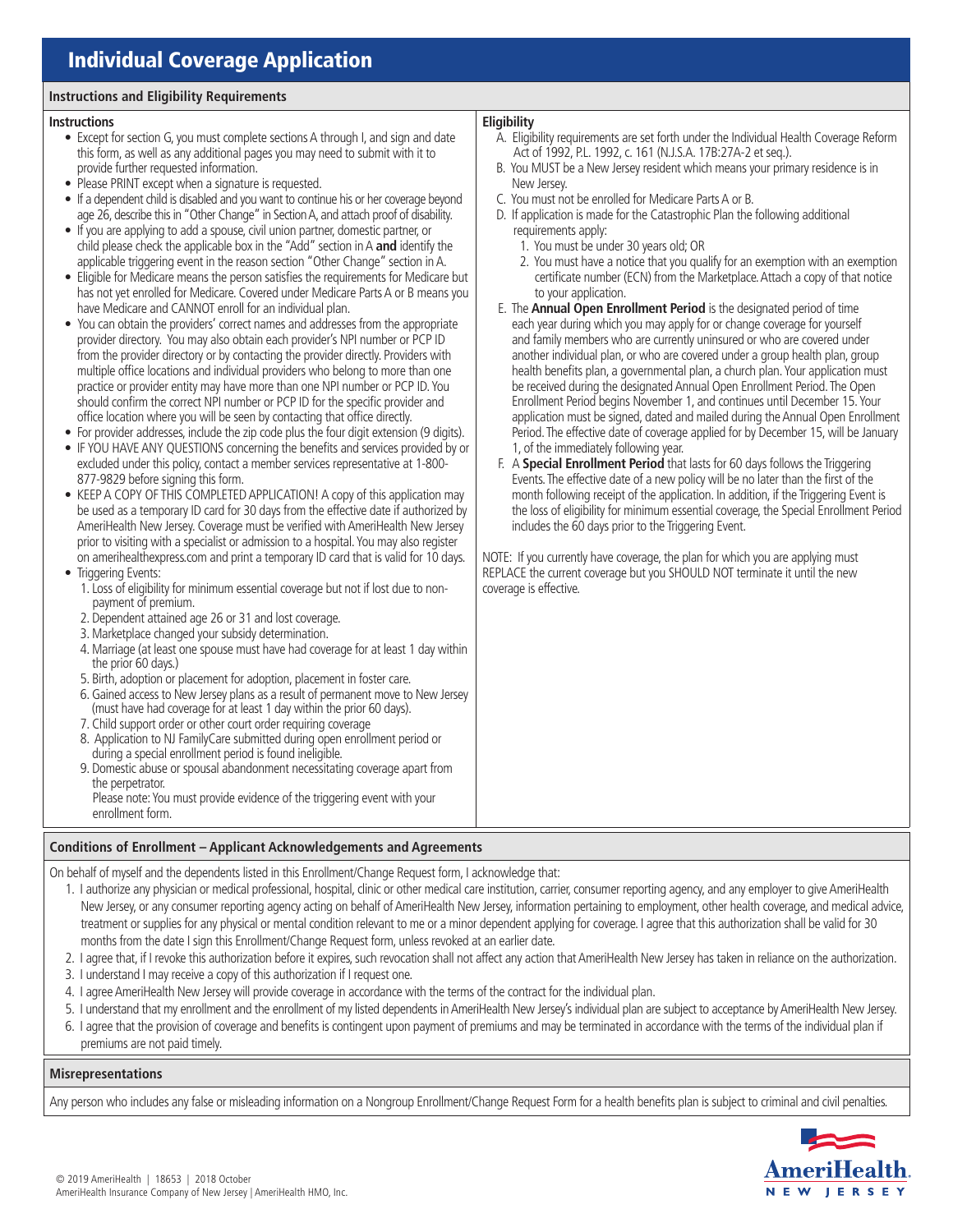# Individual Coverage Application

## Instructions and Eligibility Requirements

### Instructions

- Except for section G, you must complete sections A through I, and sign and date this form, as well as any additional pages you may need to submit with it to provide further requested information.
- Please PRINT except when a signature is requested.
- If a dependent child is disabled and you want to continue his or her coverage beyond age 26, describe this in "Other Change" in Section A, and attach proof of disability.
- If you are applying to add a spouse, civil union partner, domestic partner, or child please check the applicable box in the "Add" section in A **and** identify the applicable triggering event in the reason section "Other Change" section in A.
- Eligible for Medicare means the person satisfies the requirements for Medicare but has not yet enrolled for Medicare. Covered under Medicare Parts A or B means you have Medicare and CANNOT enroll for an individual plan.
- You can obtain the providers' correct names and addresses from the appropriate provider directory. You may also obtain each provider's NPI number or PCP ID from the provider directory or by contacting the provider directly. Providers with multiple office locations and individual providers who belong to more than one practice or provider entity may have more than one NPI number or PCP ID. You should confirm the correct NPI number or PCP ID for the specific provider and office location where you will be seen by contacting that office directly.
- For provider addresses, include the zip code plus the four digit extension (9 digits).
- IF YOU HAVE ANY QUESTIONS concerning the benefits and services provided by or excluded under this policy, contact a member services representative at 1-800-877-9829 before signing this form.
- KEEP A COPY OF THIS COMPLETED APPLICATION! A copy of this application may be used as a temporary ID card for 30 days from the effective date if authorized by AmeriHealth New Jersey. Coverage must be verified with AmeriHealth New Jersey prior to visiting with a specialist or admission to a hospital. You may also register on amerihealthexpress.com and print a temporary ID card that is valid for 10 days.
- Triggering Events:
  1. Loss of eligibility for minimum essential coverage but not if lost due to non-payment of premium.
  2. Dependent attained age 26 or 31 and lost coverage.
  3. Marketplace changed your subsidy determination.
  4. Marriage (at least one spouse must have had coverage for at least 1 day within the prior 60 days.)
  5. Birth, adoption or placement for adoption, placement in foster care.
  6. Gained access to New Jersey plans as a result of permanent move to New Jersey (must have had coverage for at least 1 day within the prior 60 days).
  7. Child support order or other court order requiring coverage
  8. Application to NJ FamilyCare submitted during open enrollment period or during a special enrollment period is found ineligible.
  9. Domestic abuse or spousal abandonment necessitating coverage apart from the perpetrator.

  Please note: You must provide evidence of the triggering event with your enrollment form.

### Eligibility

A. Eligibility requirements are set forth under the Individual Health Coverage Reform Act of 1992, P.L. 1992, c. 161 (N.J.S.A. 17B:27A-2 et seq.).

B. You MUST be a New Jersey resident which means your primary residence is in New Jersey.

C. You must not be enrolled for Medicare Parts A or B.

D. If application is made for the Catastrophic Plan the following additional requirements apply:
   1. You must be under 30 years old; OR
   2. You must have a notice that you qualify for an exemption with an exemption certificate number (ECN) from the Marketplace. Attach a copy of that notice to your application.

E. The **Annual Open Enrollment Period** is the designated period of time each year during which you may apply for or change coverage for yourself and family members who are currently uninsured or who are covered under another individual plan, or who are covered under a group health plan, group health benefits plan, a governmental plan, a church plan. Your application must be received during the designated Annual Open Enrollment Period. The Open Enrollment Period begins November 1, and continues until December 15. Your application must be signed, dated and mailed during the Annual Open Enrollment Period. The effective date of coverage applied for by December 15, will be January 1, of the immediately following year.

F. A **Special Enrollment Period** that lasts for 60 days follows the Triggering Events. The effective date of a new policy will be no later than the first of the month following receipt of the application. In addition, if the Triggering Event is the loss of eligibility for minimum essential coverage, the Special Enrollment Period includes the 60 days prior to the Triggering Event.

NOTE: If you currently have coverage, the plan for which you are applying must REPLACE the current coverage but you SHOULD NOT terminate it until the new coverage is effective.

## Conditions of Enrollment – Applicant Acknowledgements and Agreements

On behalf of myself and the dependents listed in this Enrollment/Change Request form, I acknowledge that:

1. I authorize any physician or medical professional, hospital, clinic or other medical care institution, carrier, consumer reporting agency, and any employer to give AmeriHealth New Jersey, or any consumer reporting agency acting on behalf of AmeriHealth New Jersey, information pertaining to employment, other health coverage, and medical advice, treatment or supplies for any physical or mental condition relevant to me or a minor dependent applying for coverage. I agree that this authorization shall be valid for 30 months from the date I sign this Enrollment/Change Request form, unless revoked at an earlier date.
2. I agree that, if I revoke this authorization before it expires, such revocation shall not affect any action that AmeriHealth New Jersey has taken in reliance on the authorization.
3. I understand I may receive a copy of this authorization if I request one.
4. I agree AmeriHealth New Jersey will provide coverage in accordance with the terms of the contract for the individual plan.
5. I understand that my enrollment and the enrollment of my listed dependents in AmeriHealth New Jersey's individual plan are subject to acceptance by AmeriHealth New Jersey.
6. I agree that the provision of coverage and benefits is contingent upon payment of premiums and may be terminated in accordance with the terms of the individual plan if premiums are not paid timely.

## Misrepresentations

Any person who includes any false or misleading information on a Nongroup Enrollment/Change Request Form for a health benefits plan is subject to criminal and civil penalties.

© 2019 AmeriHealth | 18653 | 2018 October
AmeriHealth Insurance Company of New Jersey | AmeriHealth HMO, Inc.

AmeriHealth NEW JERSEY